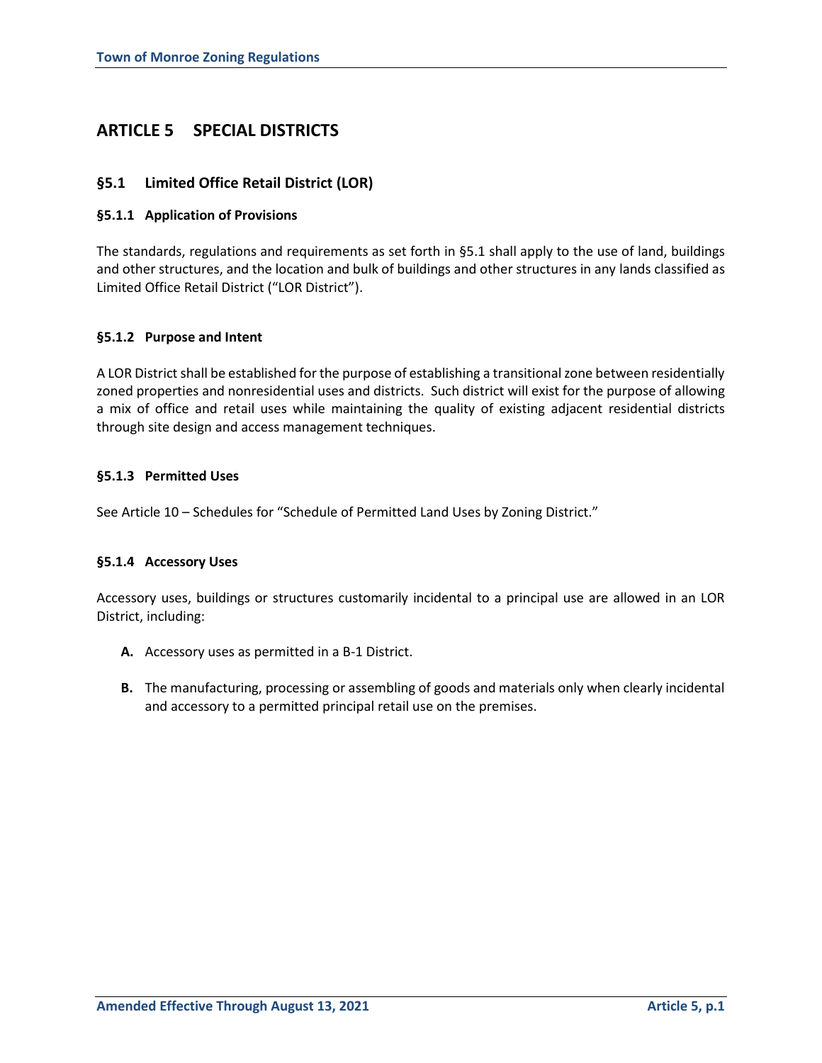# ARTICLE 5 SPECIAL DISTRICTS

## §5.1 Limited Office Retail District (LOR)

### §5.1.1 Application of Provisions

The standards, regulations and requirements as set forth in §5.1 shall apply to the use of land, buildings and other structures, and the location and bulk of buildings and other structures in any lands classified as Limited Office Retail District ("LOR District").

### §5.1.2 Purpose and Intent

A LOR District shall be established for the purpose of establishing a transitional zone between residentially zoned properties and nonresidential uses and districts. Such district will exist for the purpose of allowing a mix of office and retail uses while maintaining the quality of existing adjacent residential districts through site design and access management techniques.

### §5.1.3 Permitted Uses

See Article 10 – Schedules for "Schedule of Permitted Land Uses by Zoning District."

### §5.1.4 Accessory Uses

Accessory uses, buildings or structures customarily incidental to a principal use are allowed in an LOR District, including:

- **A.** Accessory uses as permitted in a B-1 District.
- **B.** The manufacturing, processing or assembling of goods and materials only when clearly incidental and accessory to a permitted principal retail use on the premises.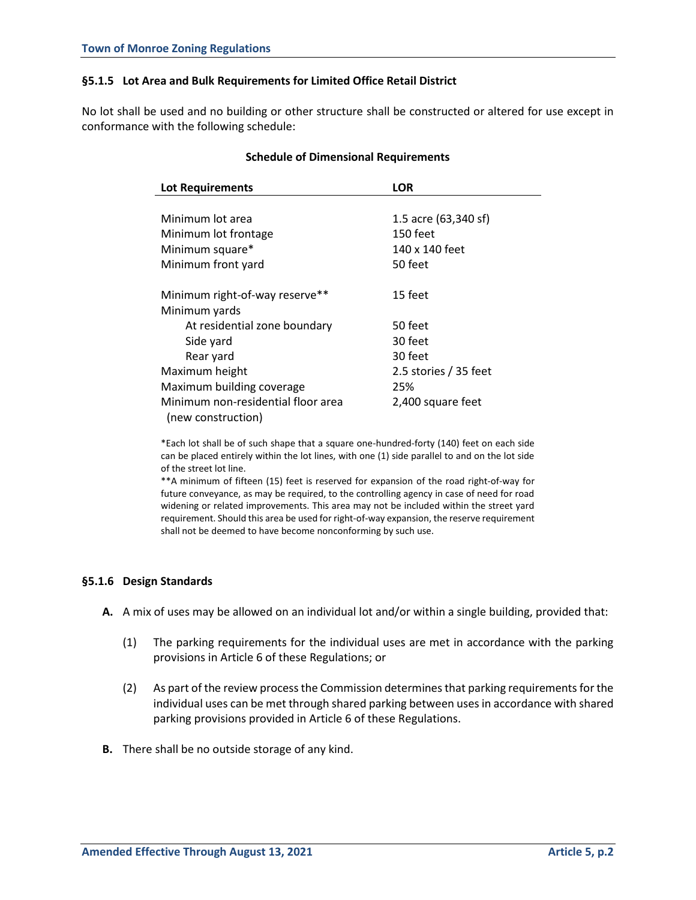### §5.1.5 Lot Area and Bulk Requirements for Limited Office Retail District

No lot shall be used and no building or other structure shall be constructed or altered for use except in conformance with the following schedule:

**Schedule of Dimensional Requirements**

| Lot Requirements | LOR |
|---|---|
| Minimum lot area | 1.5 acre (63,340 sf) |
| Minimum lot frontage | 150 feet |
| Minimum square* | 140 x 140 feet |
| Minimum front yard | 50 feet |
| Minimum right-of-way reserve** | 15 feet |
| Minimum yards | |
| At residential zone boundary | 50 feet |
| Side yard | 30 feet |
| Rear yard | 30 feet |
| Maximum height | 2.5 stories / 35 feet |
| Maximum building coverage | 25% |
| Minimum non-residential floor area (new construction) | 2,400 square feet |

*Each lot shall be of such shape that a square one-hundred-forty (140) feet on each side can be placed entirely within the lot lines, with one (1) side parallel to and on the lot side of the street lot line.

**A minimum of fifteen (15) feet is reserved for expansion of the road right-of-way for future conveyance, as may be required, to the controlling agency in case of need for road widening or related improvements. This area may not be included within the street yard requirement. Should this area be used for right-of-way expansion, the reserve requirement shall not be deemed to have become nonconforming by such use.

### §5.1.6 Design Standards

**A.** A mix of uses may be allowed on an individual lot and/or within a single building, provided that:

(1) The parking requirements for the individual uses are met in accordance with the parking provisions in Article 6 of these Regulations; or

(2) As part of the review process the Commission determines that parking requirements for the individual uses can be met through shared parking between uses in accordance with shared parking provisions provided in Article 6 of these Regulations.

**B.** There shall be no outside storage of any kind.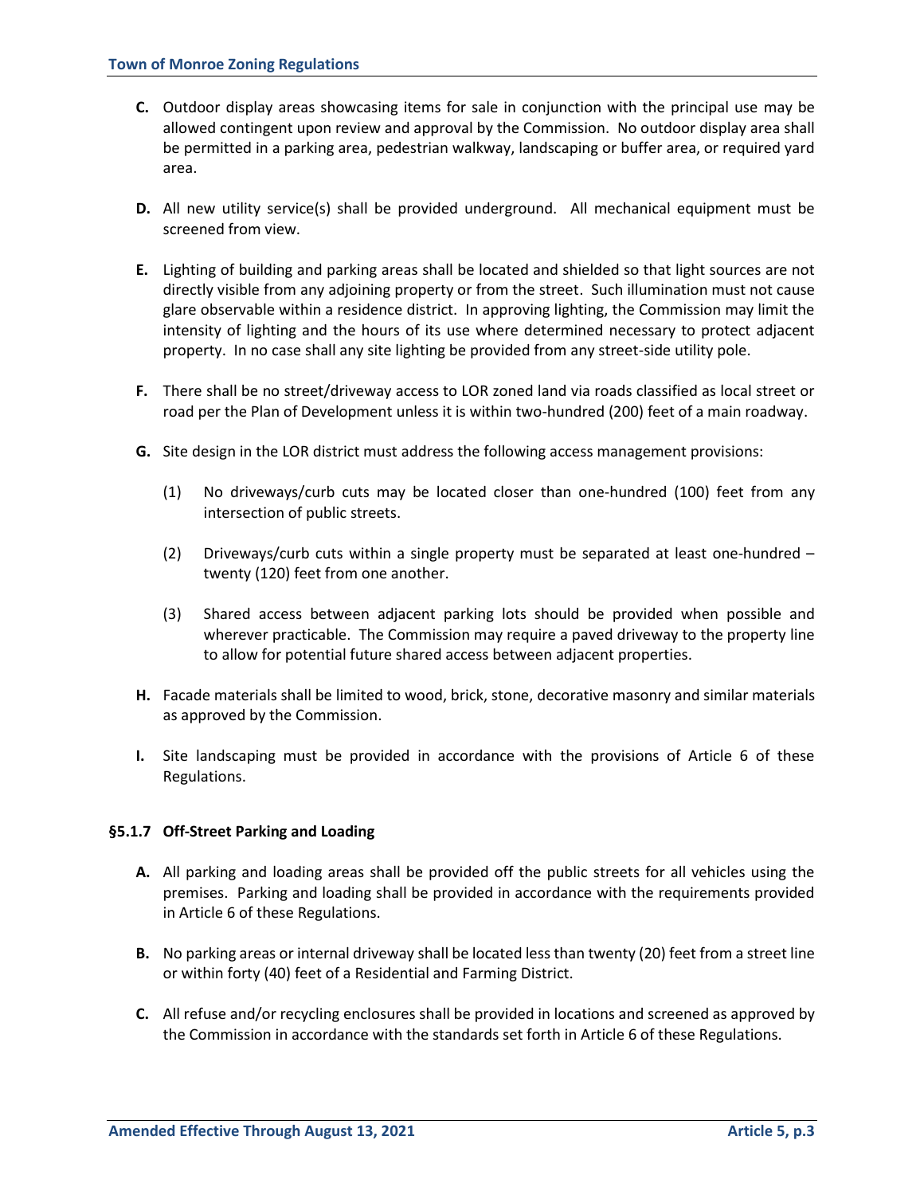**C.** Outdoor display areas showcasing items for sale in conjunction with the principal use may be allowed contingent upon review and approval by the Commission. No outdoor display area shall be permitted in a parking area, pedestrian walkway, landscaping or buffer area, or required yard area.

**D.** All new utility service(s) shall be provided underground. All mechanical equipment must be screened from view.

**E.** Lighting of building and parking areas shall be located and shielded so that light sources are not directly visible from any adjoining property or from the street. Such illumination must not cause glare observable within a residence district. In approving lighting, the Commission may limit the intensity of lighting and the hours of its use where determined necessary to protect adjacent property. In no case shall any site lighting be provided from any street-side utility pole.

**F.** There shall be no street/driveway access to LOR zoned land via roads classified as local street or road per the Plan of Development unless it is within two-hundred (200) feet of a main roadway.

**G.** Site design in the LOR district must address the following access management provisions:

(1) No driveways/curb cuts may be located closer than one-hundred (100) feet from any intersection of public streets.

(2) Driveways/curb cuts within a single property must be separated at least one-hundred – twenty (120) feet from one another.

(3) Shared access between adjacent parking lots should be provided when possible and wherever practicable. The Commission may require a paved driveway to the property line to allow for potential future shared access between adjacent properties.

**H.** Facade materials shall be limited to wood, brick, stone, decorative masonry and similar materials as approved by the Commission.

**I.** Site landscaping must be provided in accordance with the provisions of Article 6 of these Regulations.

### §5.1.7 Off-Street Parking and Loading

**A.** All parking and loading areas shall be provided off the public streets for all vehicles using the premises. Parking and loading shall be provided in accordance with the requirements provided in Article 6 of these Regulations.

**B.** No parking areas or internal driveway shall be located less than twenty (20) feet from a street line or within forty (40) feet of a Residential and Farming District.

**C.** All refuse and/or recycling enclosures shall be provided in locations and screened as approved by the Commission in accordance with the standards set forth in Article 6 of these Regulations.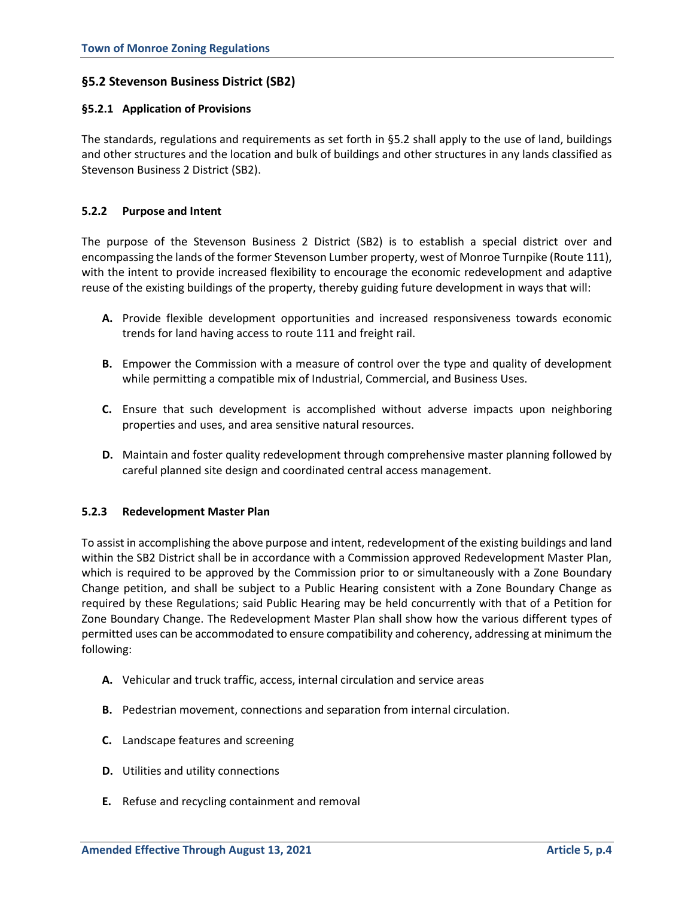## §5.2 Stevenson Business District (SB2)

### §5.2.1 Application of Provisions

The standards, regulations and requirements as set forth in §5.2 shall apply to the use of land, buildings and other structures and the location and bulk of buildings and other structures in any lands classified as Stevenson Business 2 District (SB2).

### 5.2.2 Purpose and Intent

The purpose of the Stevenson Business 2 District (SB2) is to establish a special district over and encompassing the lands of the former Stevenson Lumber property, west of Monroe Turnpike (Route 111), with the intent to provide increased flexibility to encourage the economic redevelopment and adaptive reuse of the existing buildings of the property, thereby guiding future development in ways that will:

**A.** Provide flexible development opportunities and increased responsiveness towards economic trends for land having access to route 111 and freight rail.

**B.** Empower the Commission with a measure of control over the type and quality of development while permitting a compatible mix of Industrial, Commercial, and Business Uses.

**C.** Ensure that such development is accomplished without adverse impacts upon neighboring properties and uses, and area sensitive natural resources.

**D.** Maintain and foster quality redevelopment through comprehensive master planning followed by careful planned site design and coordinated central access management.

### 5.2.3 Redevelopment Master Plan

To assist in accomplishing the above purpose and intent, redevelopment of the existing buildings and land within the SB2 District shall be in accordance with a Commission approved Redevelopment Master Plan, which is required to be approved by the Commission prior to or simultaneously with a Zone Boundary Change petition, and shall be subject to a Public Hearing consistent with a Zone Boundary Change as required by these Regulations; said Public Hearing may be held concurrently with that of a Petition for Zone Boundary Change. The Redevelopment Master Plan shall show how the various different types of permitted uses can be accommodated to ensure compatibility and coherency, addressing at minimum the following:

**A.** Vehicular and truck traffic, access, internal circulation and service areas

**B.** Pedestrian movement, connections and separation from internal circulation.

**C.** Landscape features and screening

**D.** Utilities and utility connections

**E.** Refuse and recycling containment and removal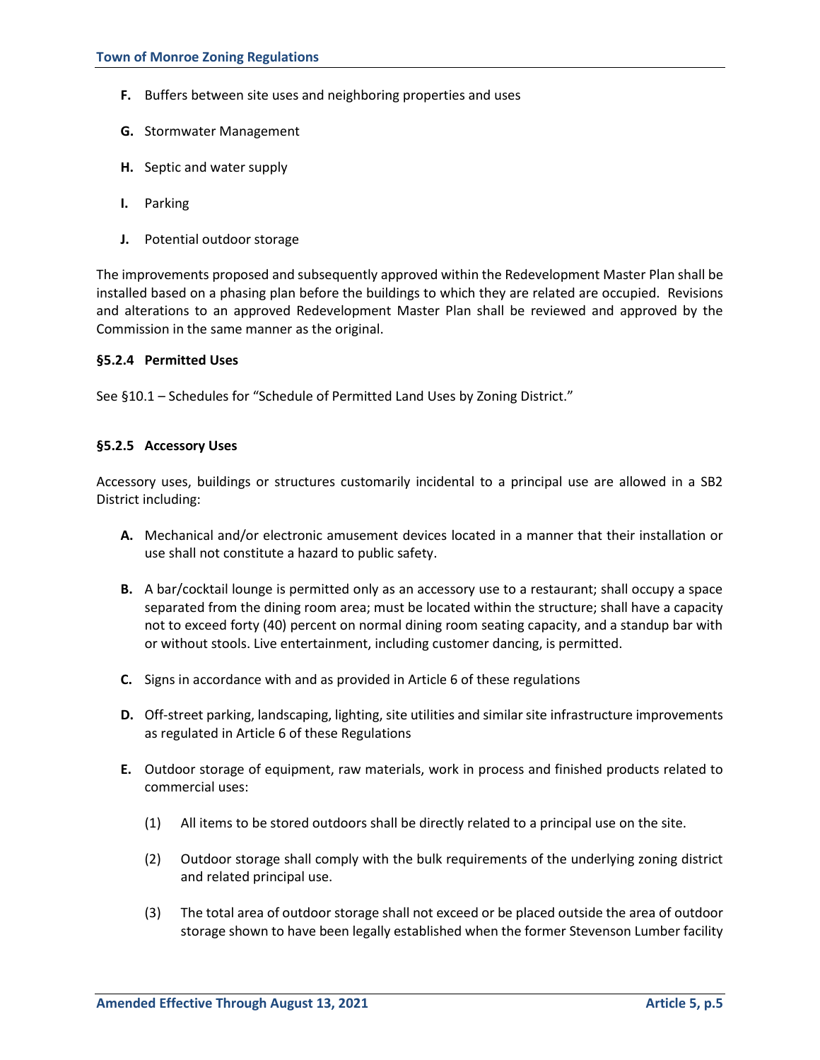**F.** Buffers between site uses and neighboring properties and uses

**G.** Stormwater Management

**H.** Septic and water supply

**I.** Parking

**J.** Potential outdoor storage

The improvements proposed and subsequently approved within the Redevelopment Master Plan shall be installed based on a phasing plan before the buildings to which they are related are occupied. Revisions and alterations to an approved Redevelopment Master Plan shall be reviewed and approved by the Commission in the same manner as the original.

#### §5.2.4 Permitted Uses

See §10.1 – Schedules for "Schedule of Permitted Land Uses by Zoning District."

#### §5.2.5 Accessory Uses

Accessory uses, buildings or structures customarily incidental to a principal use are allowed in a SB2 District including:

**A.** Mechanical and/or electronic amusement devices located in a manner that their installation or use shall not constitute a hazard to public safety.

**B.** A bar/cocktail lounge is permitted only as an accessory use to a restaurant; shall occupy a space separated from the dining room area; must be located within the structure; shall have a capacity not to exceed forty (40) percent on normal dining room seating capacity, and a standup bar with or without stools. Live entertainment, including customer dancing, is permitted.

**C.** Signs in accordance with and as provided in Article 6 of these regulations

**D.** Off-street parking, landscaping, lighting, site utilities and similar site infrastructure improvements as regulated in Article 6 of these Regulations

**E.** Outdoor storage of equipment, raw materials, work in process and finished products related to commercial uses:

(1) All items to be stored outdoors shall be directly related to a principal use on the site.

(2) Outdoor storage shall comply with the bulk requirements of the underlying zoning district and related principal use.

(3) The total area of outdoor storage shall not exceed or be placed outside the area of outdoor storage shown to have been legally established when the former Stevenson Lumber facility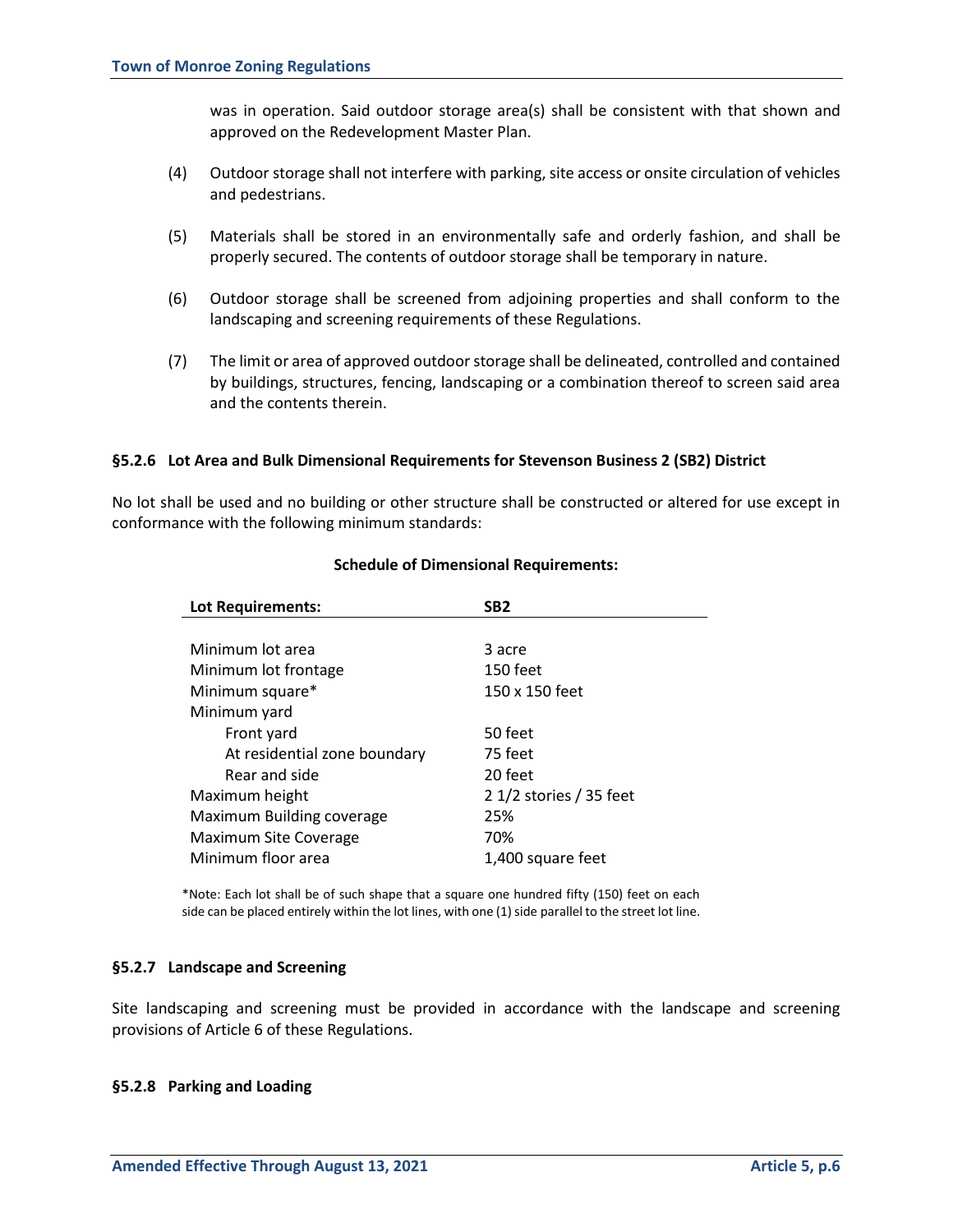was in operation. Said outdoor storage area(s) shall be consistent with that shown and approved on the Redevelopment Master Plan.

(4) Outdoor storage shall not interfere with parking, site access or onsite circulation of vehicles and pedestrians.

(5) Materials shall be stored in an environmentally safe and orderly fashion, and shall be properly secured. The contents of outdoor storage shall be temporary in nature.

(6) Outdoor storage shall be screened from adjoining properties and shall conform to the landscaping and screening requirements of these Regulations.

(7) The limit or area of approved outdoor storage shall be delineated, controlled and contained by buildings, structures, fencing, landscaping or a combination thereof to screen said area and the contents therein.

#### §5.2.6 Lot Area and Bulk Dimensional Requirements for Stevenson Business 2 (SB2) District

No lot shall be used and no building or other structure shall be constructed or altered for use except in conformance with the following minimum standards:

**Schedule of Dimensional Requirements:**

| Lot Requirements: | SB2 |
|---|---|
| Minimum lot area | 3 acre |
| Minimum lot frontage | 150 feet |
| Minimum square* | 150 x 150 feet |
| Minimum yard | |
| Front yard | 50 feet |
| At residential zone boundary | 75 feet |
| Rear and side | 20 feet |
| Maximum height | 2 1/2 stories / 35 feet |
| Maximum Building coverage | 25% |
| Maximum Site Coverage | 70% |
| Minimum floor area | 1,400 square feet |

*Note: Each lot shall be of such shape that a square one hundred fifty (150) feet on each side can be placed entirely within the lot lines, with one (1) side parallel to the street lot line.

#### §5.2.7 Landscape and Screening

Site landscaping and screening must be provided in accordance with the landscape and screening provisions of Article 6 of these Regulations.

#### §5.2.8 Parking and Loading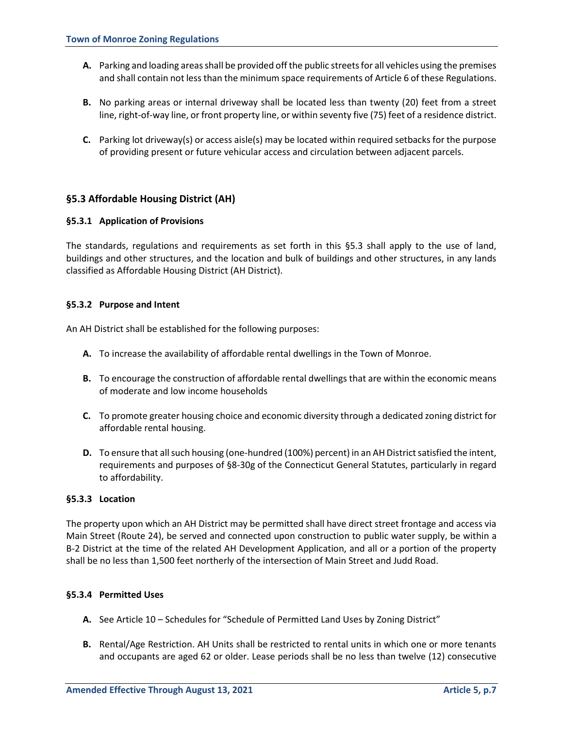**A.** Parking and loading areas shall be provided off the public streets for all vehicles using the premises and shall contain not less than the minimum space requirements of Article 6 of these Regulations.

**B.** No parking areas or internal driveway shall be located less than twenty (20) feet from a street line, right-of-way line, or front property line, or within seventy five (75) feet of a residence district.

**C.** Parking lot driveway(s) or access aisle(s) may be located within required setbacks for the purpose of providing present or future vehicular access and circulation between adjacent parcels.

## §5.3 Affordable Housing District (AH)

### §5.3.1 Application of Provisions

The standards, regulations and requirements as set forth in this §5.3 shall apply to the use of land, buildings and other structures, and the location and bulk of buildings and other structures, in any lands classified as Affordable Housing District (AH District).

### §5.3.2 Purpose and Intent

An AH District shall be established for the following purposes:

**A.** To increase the availability of affordable rental dwellings in the Town of Monroe.

**B.** To encourage the construction of affordable rental dwellings that are within the economic means of moderate and low income households

**C.** To promote greater housing choice and economic diversity through a dedicated zoning district for affordable rental housing.

**D.** To ensure that all such housing (one-hundred (100%) percent) in an AH District satisfied the intent, requirements and purposes of §8-30g of the Connecticut General Statutes, particularly in regard to affordability.

### §5.3.3 Location

The property upon which an AH District may be permitted shall have direct street frontage and access via Main Street (Route 24), be served and connected upon construction to public water supply, be within a B-2 District at the time of the related AH Development Application, and all or a portion of the property shall be no less than 1,500 feet northerly of the intersection of Main Street and Judd Road.

### §5.3.4 Permitted Uses

**A.** See Article 10 – Schedules for "Schedule of Permitted Land Uses by Zoning District"

**B.** Rental/Age Restriction. AH Units shall be restricted to rental units in which one or more tenants and occupants are aged 62 or older. Lease periods shall be no less than twelve (12) consecutive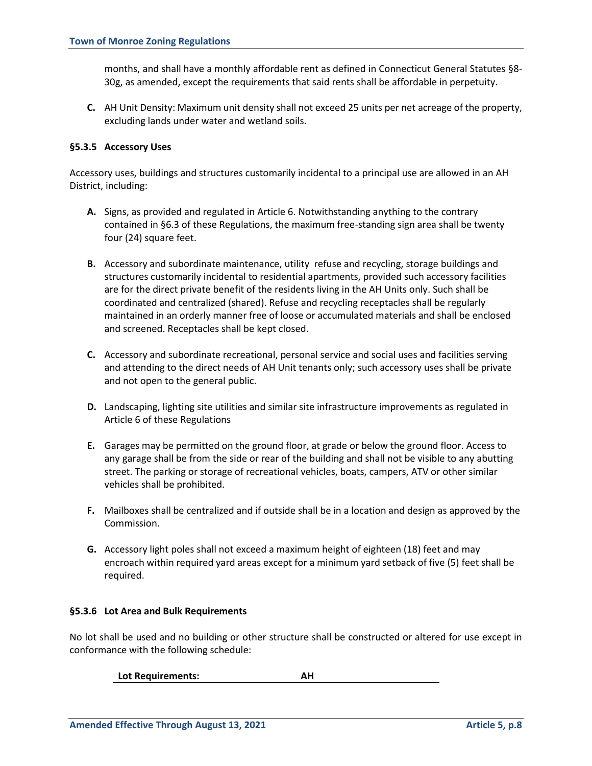months, and shall have a monthly affordable rent as defined in Connecticut General Statutes §8-30g, as amended, except the requirements that said rents shall be affordable in perpetuity.

**C.** AH Unit Density: Maximum unit density shall not exceed 25 units per net acreage of the property, excluding lands under water and wetland soils.

#### §5.3.5 Accessory Uses

Accessory uses, buildings and structures customarily incidental to a principal use are allowed in an AH District, including:

**A.** Signs, as provided and regulated in Article 6. Notwithstanding anything to the contrary contained in §6.3 of these Regulations, the maximum free-standing sign area shall be twenty four (24) square feet.

**B.** Accessory and subordinate maintenance, utility refuse and recycling, storage buildings and structures customarily incidental to residential apartments, provided such accessory facilities are for the direct private benefit of the residents living in the AH Units only. Such shall be coordinated and centralized (shared). Refuse and recycling receptacles shall be regularly maintained in an orderly manner free of loose or accumulated materials and shall be enclosed and screened. Receptacles shall be kept closed.

**C.** Accessory and subordinate recreational, personal service and social uses and facilities serving and attending to the direct needs of AH Unit tenants only; such accessory uses shall be private and not open to the general public.

**D.** Landscaping, lighting site utilities and similar site infrastructure improvements as regulated in Article 6 of these Regulations

**E.** Garages may be permitted on the ground floor, at grade or below the ground floor. Access to any garage shall be from the side or rear of the building and shall not be visible to any abutting street. The parking or storage of recreational vehicles, boats, campers, ATV or other similar vehicles shall be prohibited.

**F.** Mailboxes shall be centralized and if outside shall be in a location and design as approved by the Commission.

**G.** Accessory light poles shall not exceed a maximum height of eighteen (18) feet and may encroach within required yard areas except for a minimum yard setback of five (5) feet shall be required.

#### §5.3.6 Lot Area and Bulk Requirements

No lot shall be used and no building or other structure shall be constructed or altered for use except in conformance with the following schedule:

| Lot Requirements: | AH |
|---|---|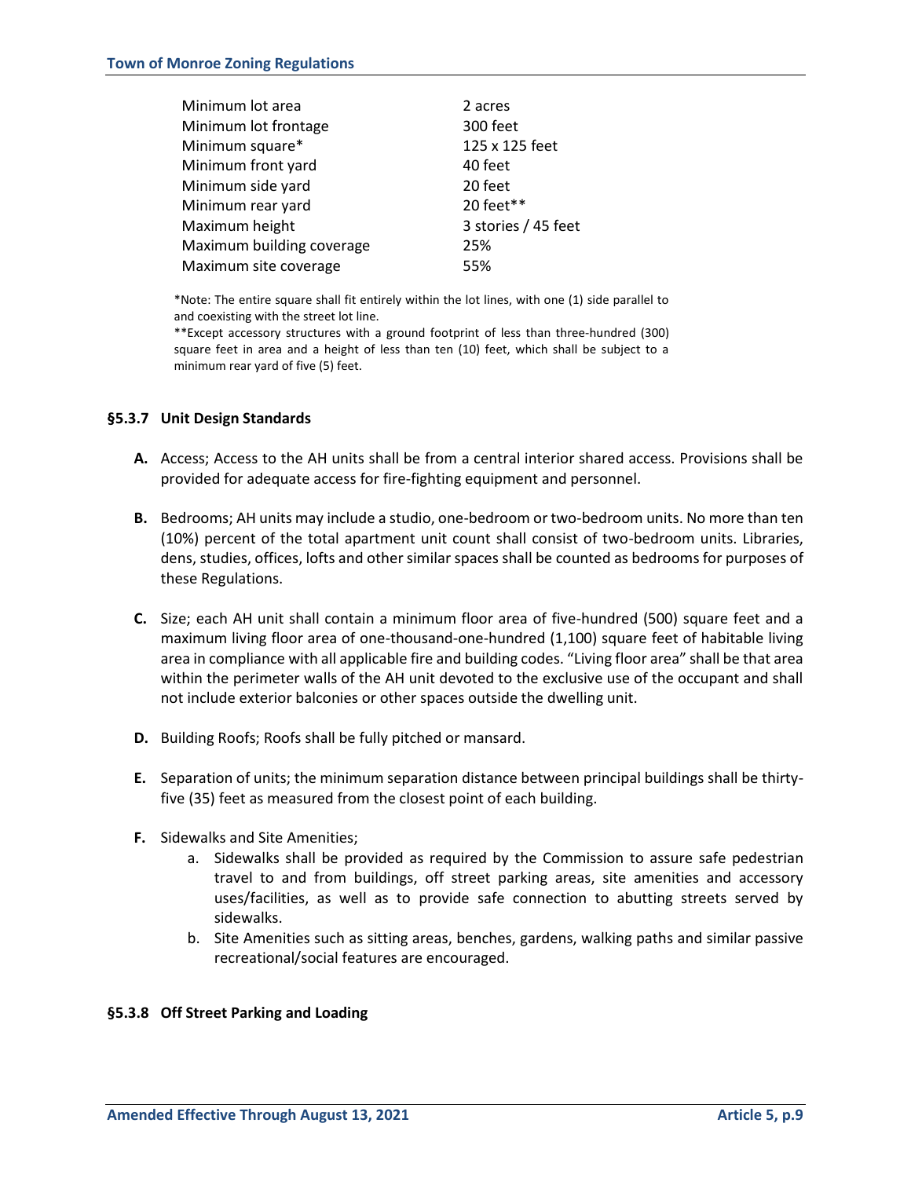| | |
|---|---|
| Minimum lot area | 2 acres |
| Minimum lot frontage | 300 feet |
| Minimum square* | 125 x 125 feet |
| Minimum front yard | 40 feet |
| Minimum side yard | 20 feet |
| Minimum rear yard | 20 feet** |
| Maximum height | 3 stories / 45 feet |
| Maximum building coverage | 25% |
| Maximum site coverage | 55% |

*Note: The entire square shall fit entirely within the lot lines, with one (1) side parallel to and coexisting with the street lot line.

**Except accessory structures with a ground footprint of less than three-hundred (300) square feet in area and a height of less than ten (10) feet, which shall be subject to a minimum rear yard of five (5) feet.

### §5.3.7 Unit Design Standards

**A.** Access; Access to the AH units shall be from a central interior shared access. Provisions shall be provided for adequate access for fire-fighting equipment and personnel.

**B.** Bedrooms; AH units may include a studio, one-bedroom or two-bedroom units. No more than ten (10%) percent of the total apartment unit count shall consist of two-bedroom units. Libraries, dens, studies, offices, lofts and other similar spaces shall be counted as bedrooms for purposes of these Regulations.

**C.** Size; each AH unit shall contain a minimum floor area of five-hundred (500) square feet and a maximum living floor area of one-thousand-one-hundred (1,100) square feet of habitable living area in compliance with all applicable fire and building codes. "Living floor area" shall be that area within the perimeter walls of the AH unit devoted to the exclusive use of the occupant and shall not include exterior balconies or other spaces outside the dwelling unit.

**D.** Building Roofs; Roofs shall be fully pitched or mansard.

**E.** Separation of units; the minimum separation distance between principal buildings shall be thirty-five (35) feet as measured from the closest point of each building.

**F.** Sidewalks and Site Amenities;

a. Sidewalks shall be provided as required by the Commission to assure safe pedestrian travel to and from buildings, off street parking areas, site amenities and accessory uses/facilities, as well as to provide safe connection to abutting streets served by sidewalks.

b. Site Amenities such as sitting areas, benches, gardens, walking paths and similar passive recreational/social features are encouraged.

### §5.3.8 Off Street Parking and Loading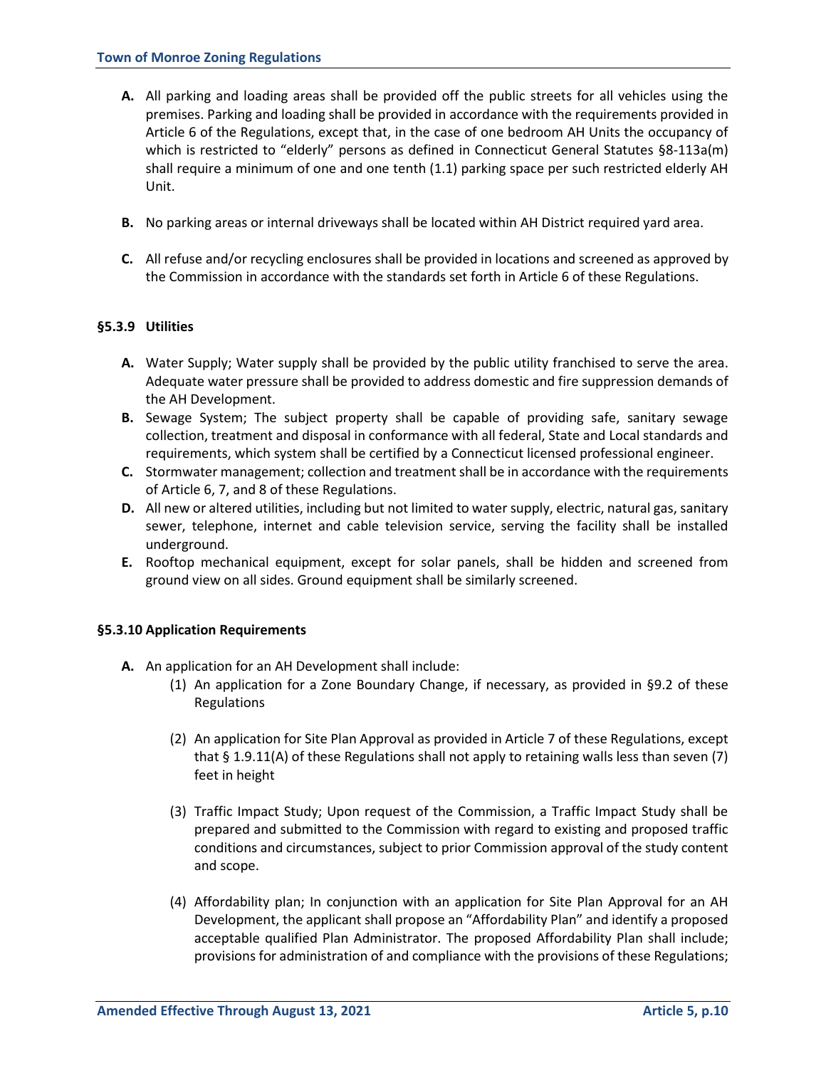**A.** All parking and loading areas shall be provided off the public streets for all vehicles using the premises. Parking and loading shall be provided in accordance with the requirements provided in Article 6 of the Regulations, except that, in the case of one bedroom AH Units the occupancy of which is restricted to "elderly" persons as defined in Connecticut General Statutes §8-113a(m) shall require a minimum of one and one tenth (1.1) parking space per such restricted elderly AH Unit.

**B.** No parking areas or internal driveways shall be located within AH District required yard area.

**C.** All refuse and/or recycling enclosures shall be provided in locations and screened as approved by the Commission in accordance with the standards set forth in Article 6 of these Regulations.

### §5.3.9 Utilities

**A.** Water Supply; Water supply shall be provided by the public utility franchised to serve the area. Adequate water pressure shall be provided to address domestic and fire suppression demands of the AH Development.

**B.** Sewage System; The subject property shall be capable of providing safe, sanitary sewage collection, treatment and disposal in conformance with all federal, State and Local standards and requirements, which system shall be certified by a Connecticut licensed professional engineer.

**C.** Stormwater management; collection and treatment shall be in accordance with the requirements of Article 6, 7, and 8 of these Regulations.

**D.** All new or altered utilities, including but not limited to water supply, electric, natural gas, sanitary sewer, telephone, internet and cable television service, serving the facility shall be installed underground.

**E.** Rooftop mechanical equipment, except for solar panels, shall be hidden and screened from ground view on all sides. Ground equipment shall be similarly screened.

### §5.3.10 Application Requirements

**A.** An application for an AH Development shall include:

(1) An application for a Zone Boundary Change, if necessary, as provided in §9.2 of these Regulations

(2) An application for Site Plan Approval as provided in Article 7 of these Regulations, except that § 1.9.11(A) of these Regulations shall not apply to retaining walls less than seven (7) feet in height

(3) Traffic Impact Study; Upon request of the Commission, a Traffic Impact Study shall be prepared and submitted to the Commission with regard to existing and proposed traffic conditions and circumstances, subject to prior Commission approval of the study content and scope.

(4) Affordability plan; In conjunction with an application for Site Plan Approval for an AH Development, the applicant shall propose an "Affordability Plan" and identify a proposed acceptable qualified Plan Administrator. The proposed Affordability Plan shall include; provisions for administration of and compliance with the provisions of these Regulations;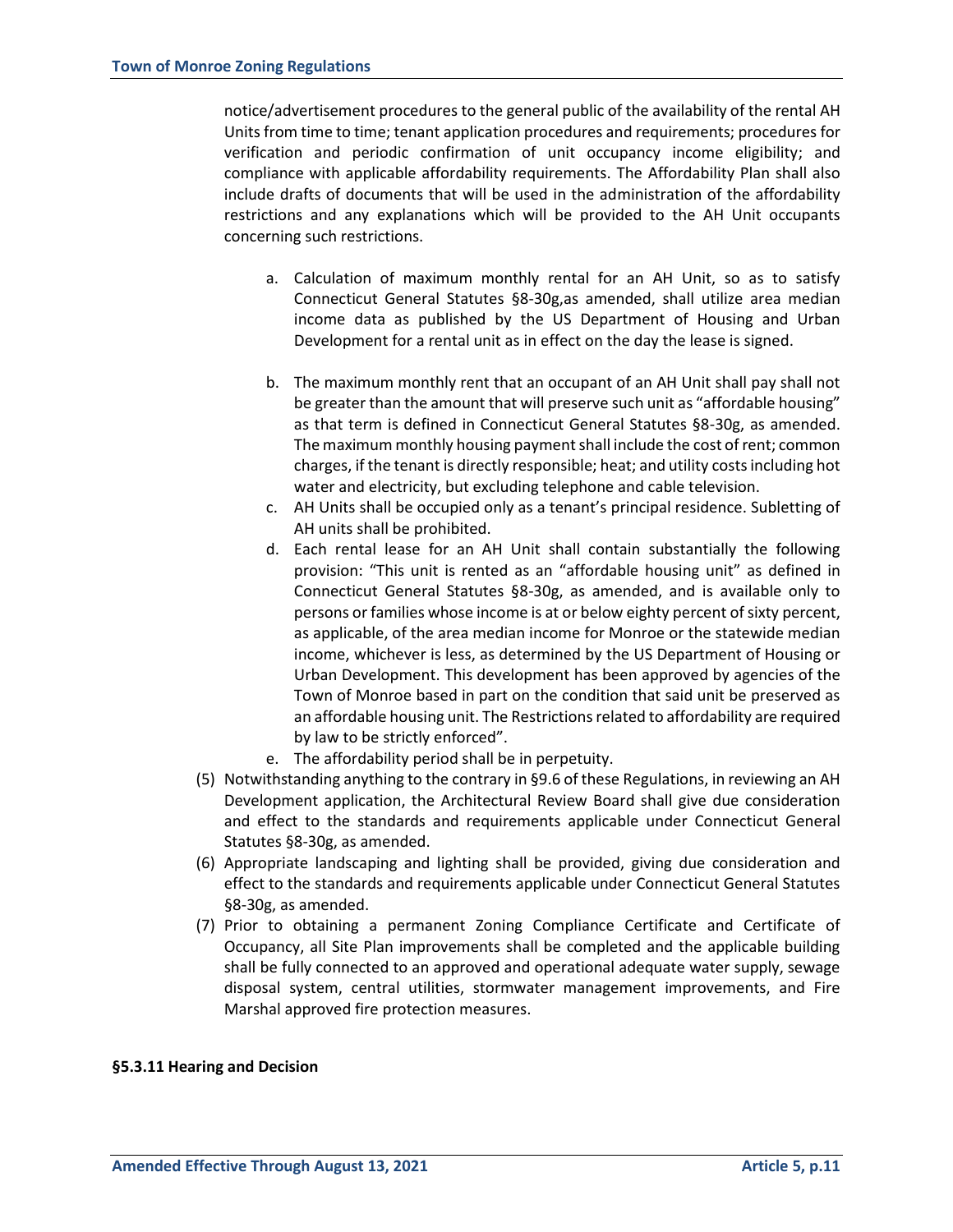notice/advertisement procedures to the general public of the availability of the rental AH Units from time to time; tenant application procedures and requirements; procedures for verification and periodic confirmation of unit occupancy income eligibility; and compliance with applicable affordability requirements. The Affordability Plan shall also include drafts of documents that will be used in the administration of the affordability restrictions and any explanations which will be provided to the AH Unit occupants concerning such restrictions.

a. Calculation of maximum monthly rental for an AH Unit, so as to satisfy Connecticut General Statutes §8-30g,as amended, shall utilize area median income data as published by the US Department of Housing and Urban Development for a rental unit as in effect on the day the lease is signed.

b. The maximum monthly rent that an occupant of an AH Unit shall pay shall not be greater than the amount that will preserve such unit as "affordable housing" as that term is defined in Connecticut General Statutes §8-30g, as amended. The maximum monthly housing payment shall include the cost of rent; common charges, if the tenant is directly responsible; heat; and utility costs including hot water and electricity, but excluding telephone and cable television.

c. AH Units shall be occupied only as a tenant's principal residence. Subletting of AH units shall be prohibited.

d. Each rental lease for an AH Unit shall contain substantially the following provision: "This unit is rented as an "affordable housing unit" as defined in Connecticut General Statutes §8-30g, as amended, and is available only to persons or families whose income is at or below eighty percent of sixty percent, as applicable, of the area median income for Monroe or the statewide median income, whichever is less, as determined by the US Department of Housing or Urban Development. This development has been approved by agencies of the Town of Monroe based in part on the condition that said unit be preserved as an affordable housing unit. The Restrictions related to affordability are required by law to be strictly enforced".

e. The affordability period shall be in perpetuity.

(5) Notwithstanding anything to the contrary in §9.6 of these Regulations, in reviewing an AH Development application, the Architectural Review Board shall give due consideration and effect to the standards and requirements applicable under Connecticut General Statutes §8-30g, as amended.

(6) Appropriate landscaping and lighting shall be provided, giving due consideration and effect to the standards and requirements applicable under Connecticut General Statutes §8-30g, as amended.

(7) Prior to obtaining a permanent Zoning Compliance Certificate and Certificate of Occupancy, all Site Plan improvements shall be completed and the applicable building shall be fully connected to an approved and operational adequate water supply, sewage disposal system, central utilities, stormwater management improvements, and Fire Marshal approved fire protection measures.

**§5.3.11 Hearing and Decision**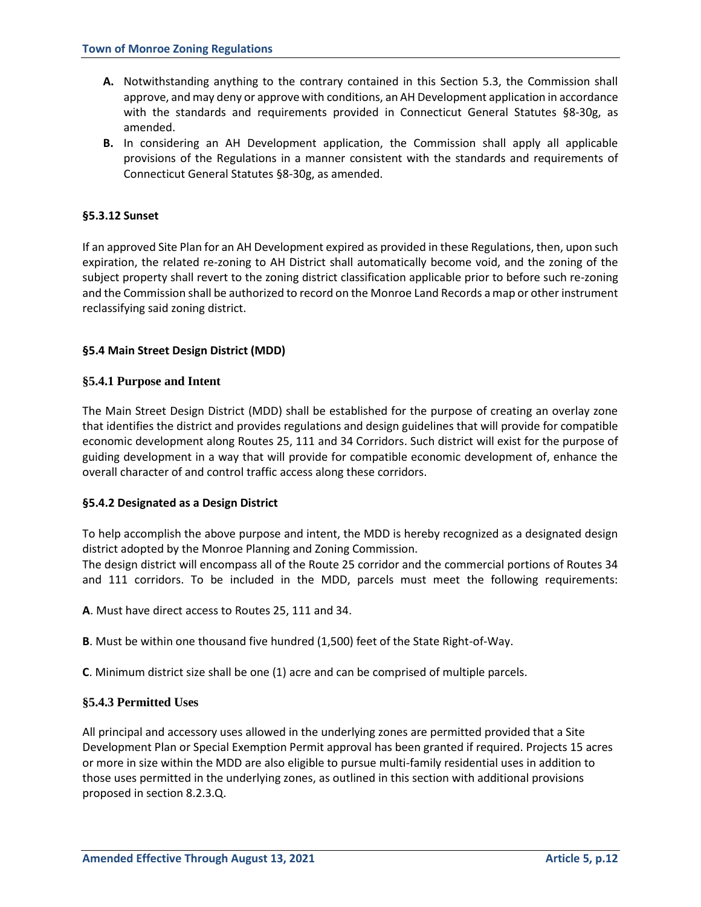**A.** Notwithstanding anything to the contrary contained in this Section 5.3, the Commission shall approve, and may deny or approve with conditions, an AH Development application in accordance with the standards and requirements provided in Connecticut General Statutes §8-30g, as amended.

**B.** In considering an AH Development application, the Commission shall apply all applicable provisions of the Regulations in a manner consistent with the standards and requirements of Connecticut General Statutes §8-30g, as amended.

### §5.3.12 Sunset

If an approved Site Plan for an AH Development expired as provided in these Regulations, then, upon such expiration, the related re-zoning to AH District shall automatically become void, and the zoning of the subject property shall revert to the zoning district classification applicable prior to before such re-zoning and the Commission shall be authorized to record on the Monroe Land Records a map or other instrument reclassifying said zoning district.

## §5.4 Main Street Design District (MDD)

### §5.4.1 Purpose and Intent

The Main Street Design District (MDD) shall be established for the purpose of creating an overlay zone that identifies the district and provides regulations and design guidelines that will provide for compatible economic development along Routes 25, 111 and 34 Corridors. Such district will exist for the purpose of guiding development in a way that will provide for compatible economic development of, enhance the overall character of and control traffic access along these corridors.

### §5.4.2 Designated as a Design District

To help accomplish the above purpose and intent, the MDD is hereby recognized as a designated design district adopted by the Monroe Planning and Zoning Commission.
The design district will encompass all of the Route 25 corridor and the commercial portions of Routes 34 and 111 corridors. To be included in the MDD, parcels must meet the following requirements:

**A**. Must have direct access to Routes 25, 111 and 34.

**B**. Must be within one thousand five hundred (1,500) feet of the State Right-of-Way.

**C**. Minimum district size shall be one (1) acre and can be comprised of multiple parcels.

### §5.4.3 Permitted Uses

All principal and accessory uses allowed in the underlying zones are permitted provided that a Site Development Plan or Special Exemption Permit approval has been granted if required. Projects 15 acres or more in size within the MDD are also eligible to pursue multi-family residential uses in addition to those uses permitted in the underlying zones, as outlined in this section with additional provisions proposed in section 8.2.3.Q.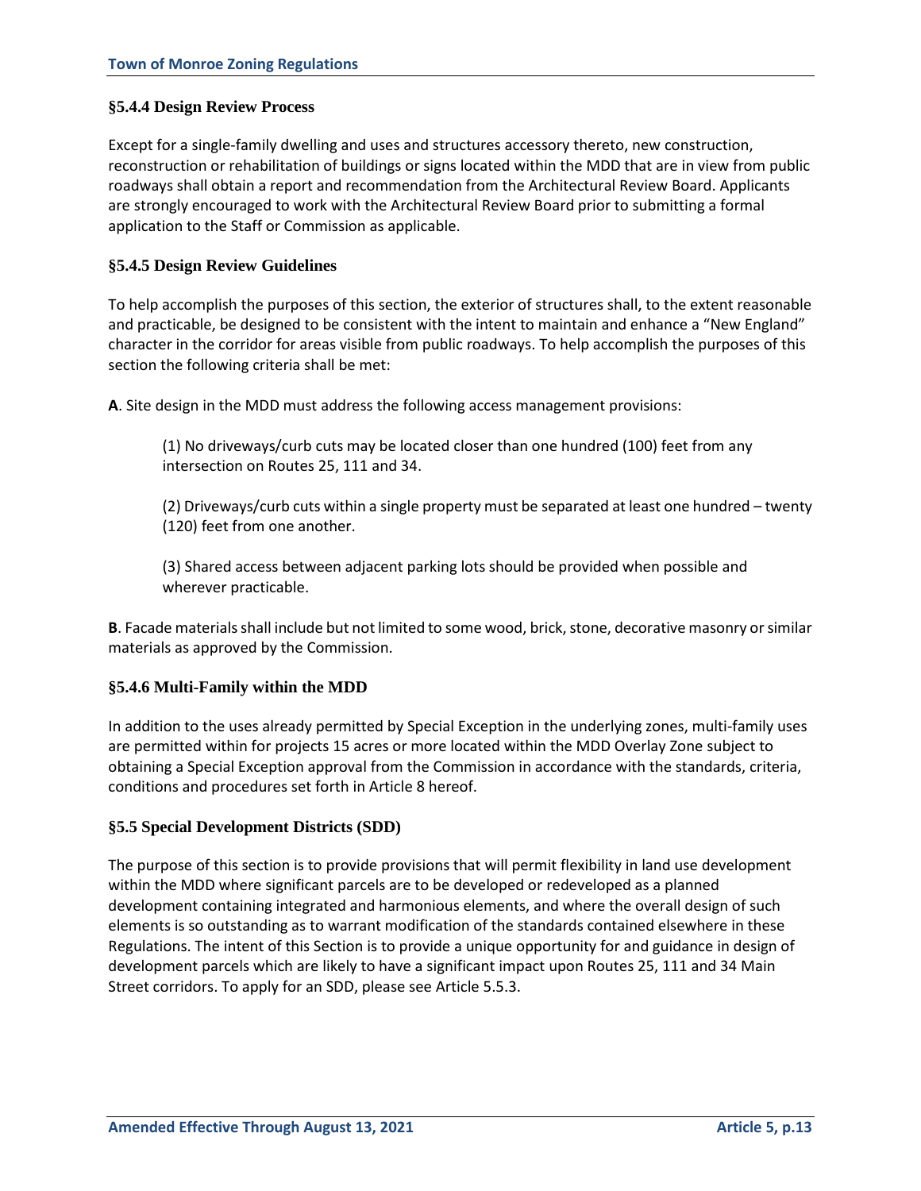### §5.4.4 Design Review Process

Except for a single-family dwelling and uses and structures accessory thereto, new construction, reconstruction or rehabilitation of buildings or signs located within the MDD that are in view from public roadways shall obtain a report and recommendation from the Architectural Review Board. Applicants are strongly encouraged to work with the Architectural Review Board prior to submitting a formal application to the Staff or Commission as applicable.

### §5.4.5 Design Review Guidelines

To help accomplish the purposes of this section, the exterior of structures shall, to the extent reasonable and practicable, be designed to be consistent with the intent to maintain and enhance a "New England" character in the corridor for areas visible from public roadways. To help accomplish the purposes of this section the following criteria shall be met:

**A**. Site design in the MDD must address the following access management provisions:

(1) No driveways/curb cuts may be located closer than one hundred (100) feet from any intersection on Routes 25, 111 and 34.

(2) Driveways/curb cuts within a single property must be separated at least one hundred – twenty (120) feet from one another.

(3) Shared access between adjacent parking lots should be provided when possible and wherever practicable.

**B**. Facade materials shall include but not limited to some wood, brick, stone, decorative masonry or similar materials as approved by the Commission.

### §5.4.6 Multi-Family within the MDD

In addition to the uses already permitted by Special Exception in the underlying zones, multi-family uses are permitted within for projects 15 acres or more located within the MDD Overlay Zone subject to obtaining a Special Exception approval from the Commission in accordance with the standards, criteria, conditions and procedures set forth in Article 8 hereof.

### §5.5 Special Development Districts (SDD)

The purpose of this section is to provide provisions that will permit flexibility in land use development within the MDD where significant parcels are to be developed or redeveloped as a planned development containing integrated and harmonious elements, and where the overall design of such elements is so outstanding as to warrant modification of the standards contained elsewhere in these Regulations. The intent of this Section is to provide a unique opportunity for and guidance in design of development parcels which are likely to have a significant impact upon Routes 25, 111 and 34 Main Street corridors. To apply for an SDD, please see Article 5.5.3.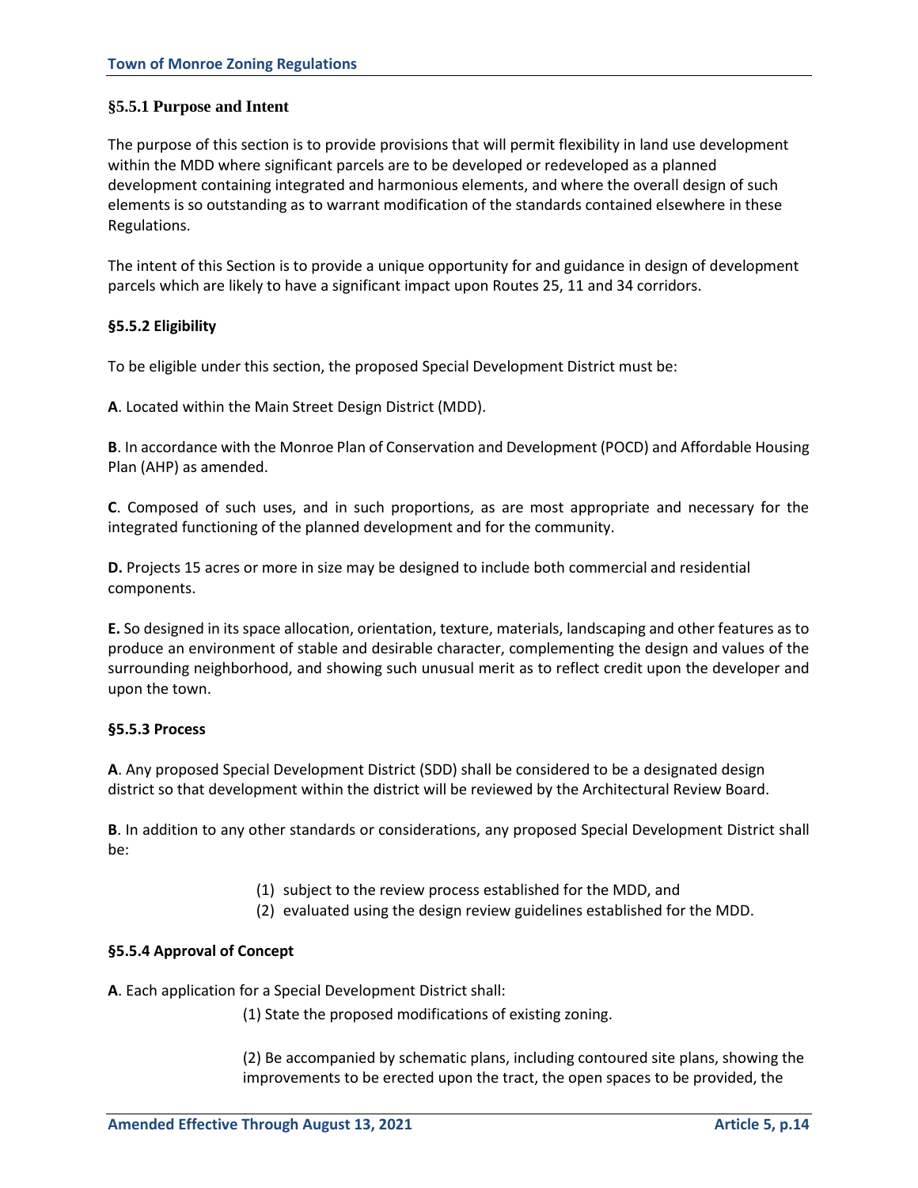### §5.5.1 Purpose and Intent

The purpose of this section is to provide provisions that will permit flexibility in land use development within the MDD where significant parcels are to be developed or redeveloped as a planned development containing integrated and harmonious elements, and where the overall design of such elements is so outstanding as to warrant modification of the standards contained elsewhere in these Regulations.

The intent of this Section is to provide a unique opportunity for and guidance in design of development parcels which are likely to have a significant impact upon Routes 25, 11 and 34 corridors.

### §5.5.2 Eligibility

To be eligible under this section, the proposed Special Development District must be:

**A**. Located within the Main Street Design District (MDD).

**B**. In accordance with the Monroe Plan of Conservation and Development (POCD) and Affordable Housing Plan (AHP) as amended.

**C**. Composed of such uses, and in such proportions, as are most appropriate and necessary for the integrated functioning of the planned development and for the community.

**D.** Projects 15 acres or more in size may be designed to include both commercial and residential components.

**E.** So designed in its space allocation, orientation, texture, materials, landscaping and other features as to produce an environment of stable and desirable character, complementing the design and values of the surrounding neighborhood, and showing such unusual merit as to reflect credit upon the developer and upon the town.

### §5.5.3 Process

**A**. Any proposed Special Development District (SDD) shall be considered to be a designated design district so that development within the district will be reviewed by the Architectural Review Board.

**B**. In addition to any other standards or considerations, any proposed Special Development District shall be:

(1) subject to the review process established for the MDD, and
(2) evaluated using the design review guidelines established for the MDD.

### §5.5.4 Approval of Concept

**A**. Each application for a Special Development District shall:

(1) State the proposed modifications of existing zoning.

(2) Be accompanied by schematic plans, including contoured site plans, showing the improvements to be erected upon the tract, the open spaces to be provided, the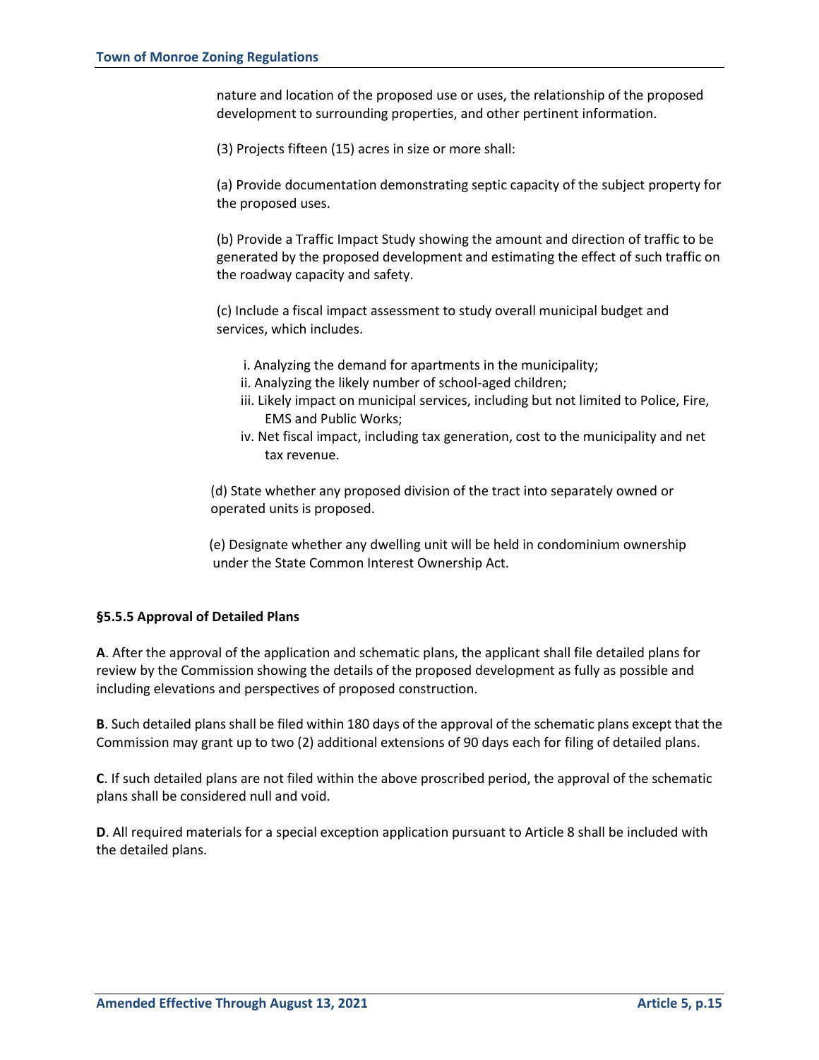nature and location of the proposed use or uses, the relationship of the proposed development to surrounding properties, and other pertinent information.

(3) Projects fifteen (15) acres in size or more shall:

(a) Provide documentation demonstrating septic capacity of the subject property for the proposed uses.

(b) Provide a Traffic Impact Study showing the amount and direction of traffic to be generated by the proposed development and estimating the effect of such traffic on the roadway capacity and safety.

(c) Include a fiscal impact assessment to study overall municipal budget and services, which includes.

i. Analyzing the demand for apartments in the municipality;
ii. Analyzing the likely number of school-aged children;
iii. Likely impact on municipal services, including but not limited to Police, Fire, EMS and Public Works;
iv. Net fiscal impact, including tax generation, cost to the municipality and net tax revenue.

(d) State whether any proposed division of the tract into separately owned or operated units is proposed.

(e) Designate whether any dwelling unit will be held in condominium ownership under the State Common Interest Ownership Act.

**§5.5.5 Approval of Detailed Plans**

**A**. After the approval of the application and schematic plans, the applicant shall file detailed plans for review by the Commission showing the details of the proposed development as fully as possible and including elevations and perspectives of proposed construction.

**B**. Such detailed plans shall be filed within 180 days of the approval of the schematic plans except that the Commission may grant up to two (2) additional extensions of 90 days each for filing of detailed plans.

**C**. If such detailed plans are not filed within the above proscribed period, the approval of the schematic plans shall be considered null and void.

**D**. All required materials for a special exception application pursuant to Article 8 shall be included with the detailed plans.